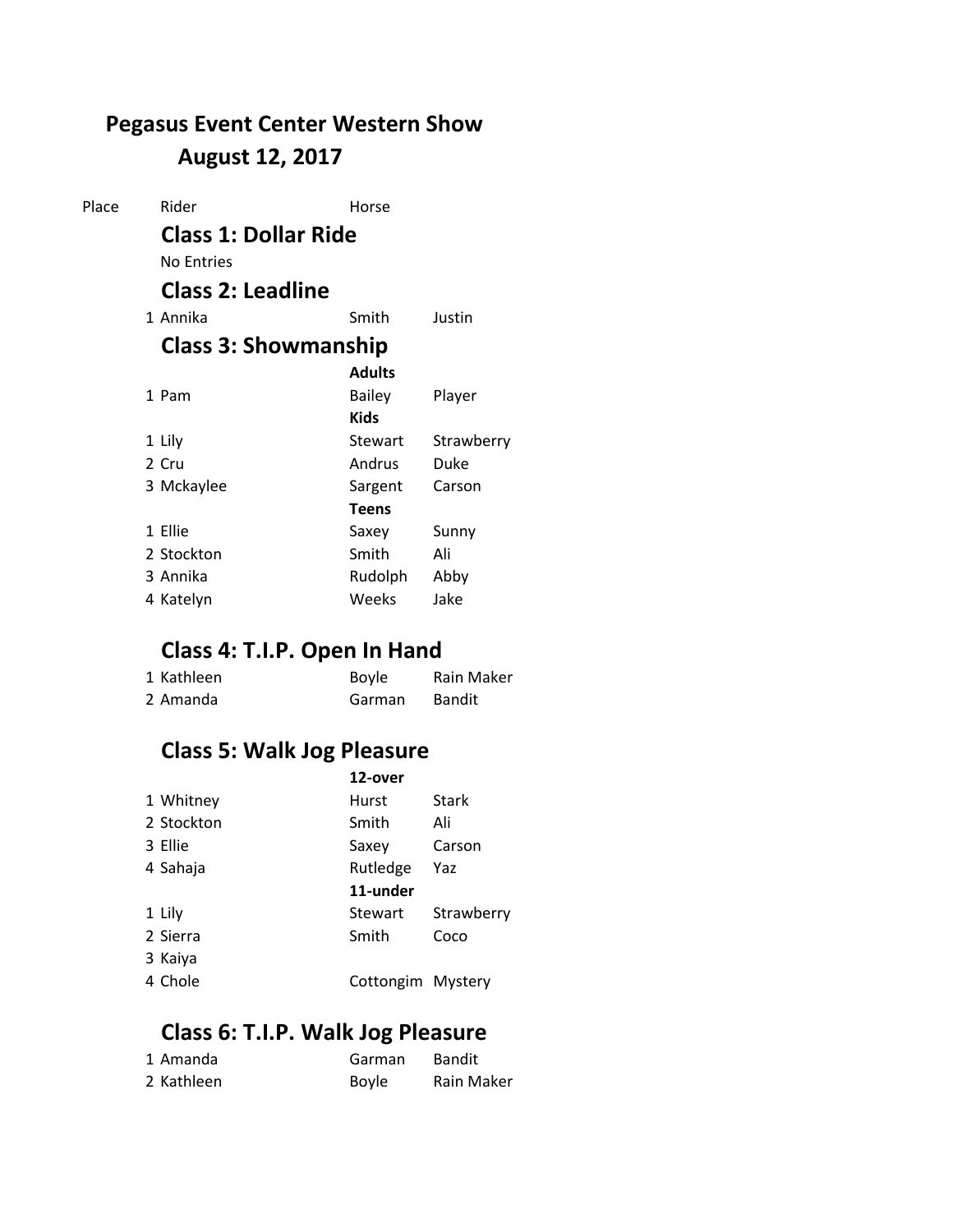# Pegasus Event Center Western Show

## August 12, 2017

| Place | Rider | | Horse |
|---|---|---|---|
| | **Class 1: Dollar Ride** | | |
| | No Entries | | |
| | **Class 2: Leadline** | | |
| 1 | Annika | Smith | Justin |
| | **Class 3: Showmanship** | | |
| | | **Adults** | |
| 1 | Pam | Bailey | Player |
| | | **Kids** | |
| 1 | Lily | Stewart | Strawberry |
| 2 | Cru | Andrus | Duke |
| 3 | Mckaylee | Sargent | Carson |
| | | **Teens** | |
| 1 | Ellie | Saxey | Sunny |
| 2 | Stockton | Smith | Ali |
| 3 | Annika | Rudolph | Abby |
| 4 | Katelyn | Weeks | Jake |
| | **Class 4: T.I.P. Open In Hand** | | |
| 1 | Kathleen | Boyle | Rain Maker |
| 2 | Amanda | Garman | Bandit |
| | **Class 5: Walk Jog Pleasure** | | |
| | | **12-over** | |
| 1 | Whitney | Hurst | Stark |
| 2 | Stockton | Smith | Ali |
| 3 | Ellie | Saxey | Carson |
| 4 | Sahaja | Rutledge | Yaz |
| | | **11-under** | |
| 1 | Lily | Stewart | Strawberry |
| 2 | Sierra | Smith | Coco |
| 3 | Kaiya | | |
| 4 | Chole | Cottongim | Mystery |
| | **Class 6: T.I.P. Walk Jog Pleasure** | | |
| 1 | Amanda | Garman | Bandit |
| 2 | Kathleen | Boyle | Rain Maker |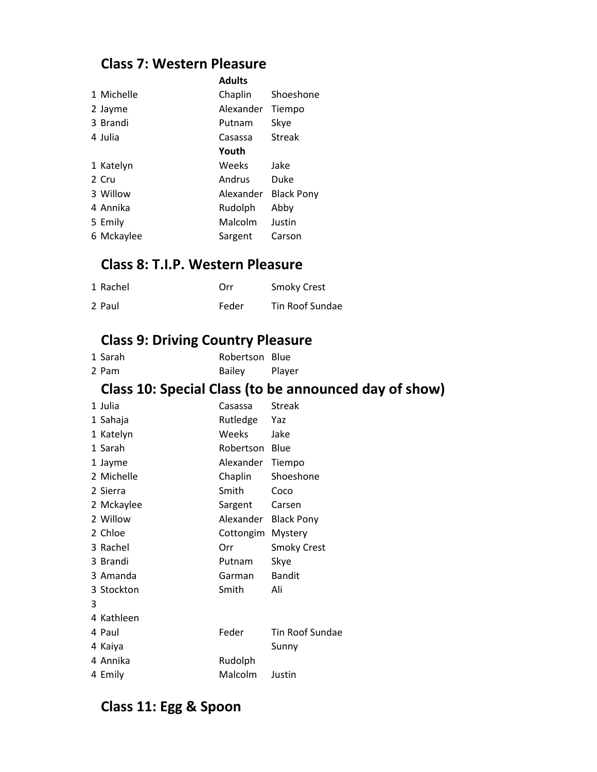## Class 7: Western Pleasure

| | First | Last | Horse |
|---|---|---|---|
| | | **Adults** | |
| 1 | Michelle | Chaplin | Shoeshone |
| 2 | Jayme | Alexander | Tiempo |
| 3 | Brandi | Putnam | Skye |
| 4 | Julia | Casassa | Streak |
| | | **Youth** | |
| 1 | Katelyn | Weeks | Jake |
| 2 | Cru | Andrus | Duke |
| 3 | Willow | Alexander | Black Pony |
| 4 | Annika | Rudolph | Abby |
| 5 | Emily | Malcolm | Justin |
| 6 | Mckaylee | Sargent | Carson |

## Class 8: T.I.P. Western Pleasure

| | First | Last | Horse |
|---|---|---|---|
| 1 | Rachel | Orr | Smoky Crest |
| 2 | Paul | Feder | Tin Roof Sundae |

## Class 9: Driving Country Pleasure

| | First | Last | Horse |
|---|---|---|---|
| 1 | Sarah | Robertson | Blue |
| 2 | Pam | Bailey | Player |

## Class 10: Special Class (to be announced day of show)

| | First | Last | Horse |
|---|---|---|---|
| 1 | Julia | Casassa | Streak |
| 1 | Sahaja | Rutledge | Yaz |
| 1 | Katelyn | Weeks | Jake |
| 1 | Sarah | Robertson | Blue |
| 1 | Jayme | Alexander | Tiempo |
| 2 | Michelle | Chaplin | Shoeshone |
| 2 | Sierra | Smith | Coco |
| 2 | Mckaylee | Sargent | Carsen |
| 2 | Willow | Alexander | Black Pony |
| 2 | Chloe | Cottongim | Mystery |
| 3 | Rachel | Orr | Smoky Crest |
| 3 | Brandi | Putnam | Skye |
| 3 | Amanda | Garman | Bandit |
| 3 | Stockton | Smith | Ali |
| 3 | | | |
| 4 | Kathleen | | |
| 4 | Paul | Feder | Tin Roof Sundae |
| 4 | Kaiya | | Sunny |
| 4 | Annika | Rudolph | |
| 4 | Emily | Malcolm | Justin |

## Class 11: Egg & Spoon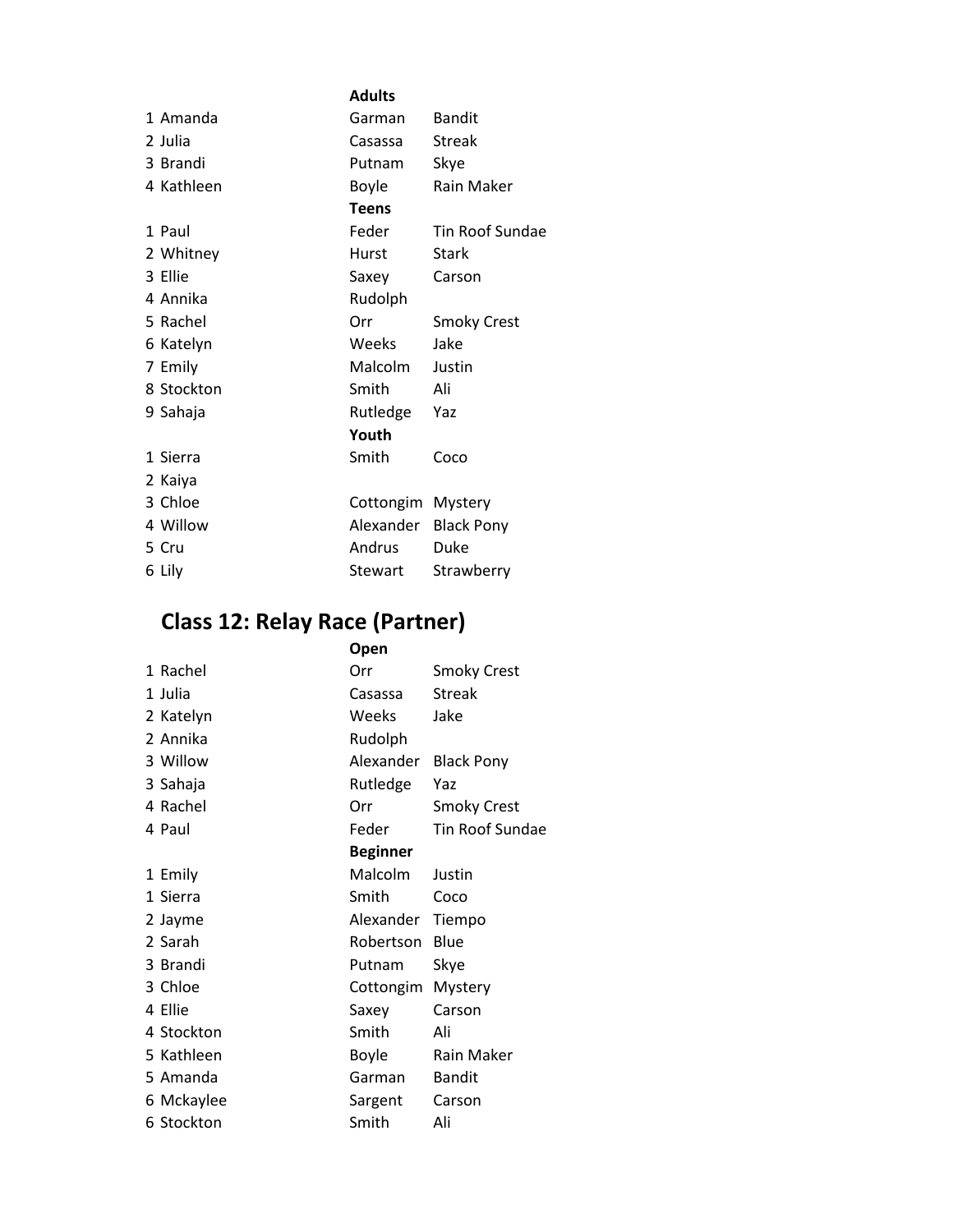| | | | |
|---|---|---|---|
| | | **Adults** | |
| 1 | Amanda | Garman | Bandit |
| 2 | Julia | Casassa | Streak |
| 3 | Brandi | Putnam | Skye |
| 4 | Kathleen | Boyle | Rain Maker |
| | | **Teens** | |
| 1 | Paul | Feder | Tin Roof Sundae |
| 2 | Whitney | Hurst | Stark |
| 3 | Ellie | Saxey | Carson |
| 4 | Annika | Rudolph | |
| 5 | Rachel | Orr | Smoky Crest |
| 6 | Katelyn | Weeks | Jake |
| 7 | Emily | Malcolm | Justin |
| 8 | Stockton | Smith | Ali |
| 9 | Sahaja | Rutledge | Yaz |
| | | **Youth** | |
| 1 | Sierra | Smith | Coco |
| 2 | Kaiya | | |
| 3 | Chloe | Cottongim | Mystery |
| 4 | Willow | Alexander | Black Pony |
| 5 | Cru | Andrus | Duke |
| 6 | Lily | Stewart | Strawberry |

## Class 12: Relay Race (Partner)

| | | | |
|---|---|---|---|
| | | **Open** | |
| 1 | Rachel | Orr | Smoky Crest |
| 1 | Julia | Casassa | Streak |
| 2 | Katelyn | Weeks | Jake |
| 2 | Annika | Rudolph | |
| 3 | Willow | Alexander | Black Pony |
| 3 | Sahaja | Rutledge | Yaz |
| 4 | Rachel | Orr | Smoky Crest |
| 4 | Paul | Feder | Tin Roof Sundae |
| | | **Beginner** | |
| 1 | Emily | Malcolm | Justin |
| 1 | Sierra | Smith | Coco |
| 2 | Jayme | Alexander | Tiempo |
| 2 | Sarah | Robertson | Blue |
| 3 | Brandi | Putnam | Skye |
| 3 | Chloe | Cottongim | Mystery |
| 4 | Ellie | Saxey | Carson |
| 4 | Stockton | Smith | Ali |
| 5 | Kathleen | Boyle | Rain Maker |
| 5 | Amanda | Garman | Bandit |
| 6 | Mckaylee | Sargent | Carson |
| 6 | Stockton | Smith | Ali |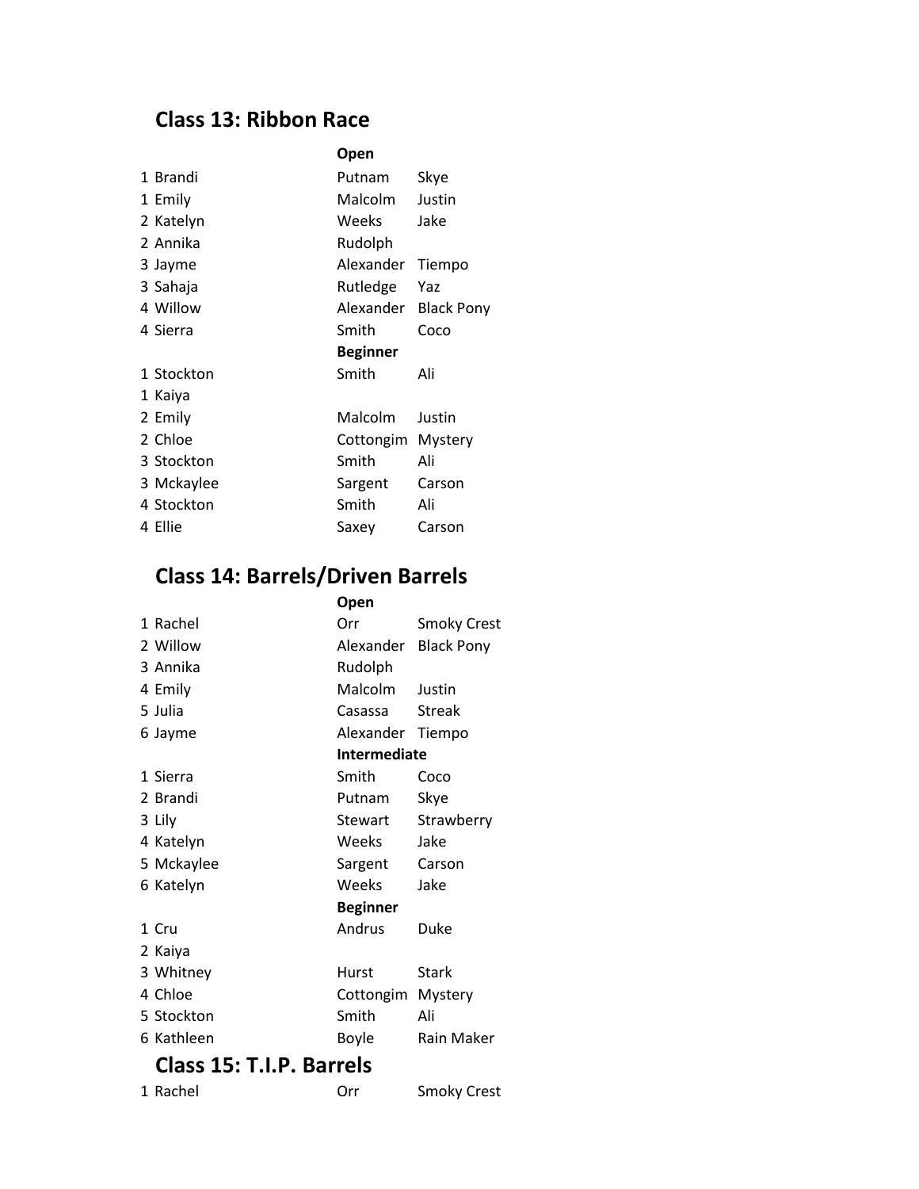## Class 13: Ribbon Race

| | | | |
|---|---|---|---|
| | | **Open** | |
| 1 | Brandi | Putnam | Skye |
| 1 | Emily | Malcolm | Justin |
| 2 | Katelyn | Weeks | Jake |
| 2 | Annika | Rudolph | |
| 3 | Jayme | Alexander | Tiempo |
| 3 | Sahaja | Rutledge | Yaz |
| 4 | Willow | Alexander | Black Pony |
| 4 | Sierra | Smith | Coco |
| | | **Beginner** | |
| 1 | Stockton | Smith | Ali |
| 1 | Kaiya | | |
| 2 | Emily | Malcolm | Justin |
| 2 | Chloe | Cottongim | Mystery |
| 3 | Stockton | Smith | Ali |
| 3 | Mckaylee | Sargent | Carson |
| 4 | Stockton | Smith | Ali |
| 4 | Ellie | Saxey | Carson |

## Class 14: Barrels/Driven Barrels

| | | | |
|---|---|---|---|
| | | **Open** | |
| 1 | Rachel | Orr | Smoky Crest |
| 2 | Willow | Alexander | Black Pony |
| 3 | Annika | Rudolph | |
| 4 | Emily | Malcolm | Justin |
| 5 | Julia | Casassa | Streak |
| 6 | Jayme | Alexander | Tiempo |
| | | **Intermediate** | |
| 1 | Sierra | Smith | Coco |
| 2 | Brandi | Putnam | Skye |
| 3 | Lily | Stewart | Strawberry |
| 4 | Katelyn | Weeks | Jake |
| 5 | Mckaylee | Sargent | Carson |
| 6 | Katelyn | Weeks | Jake |
| | | **Beginner** | |
| 1 | Cru | Andrus | Duke |
| 2 | Kaiya | | |
| 3 | Whitney | Hurst | Stark |
| 4 | Chloe | Cottongim | Mystery |
| 5 | Stockton | Smith | Ali |
| 6 | Kathleen | Boyle | Rain Maker |

## Class 15: T.I.P. Barrels

| | | | |
|---|---|---|---|
| 1 | Rachel | Orr | Smoky Crest |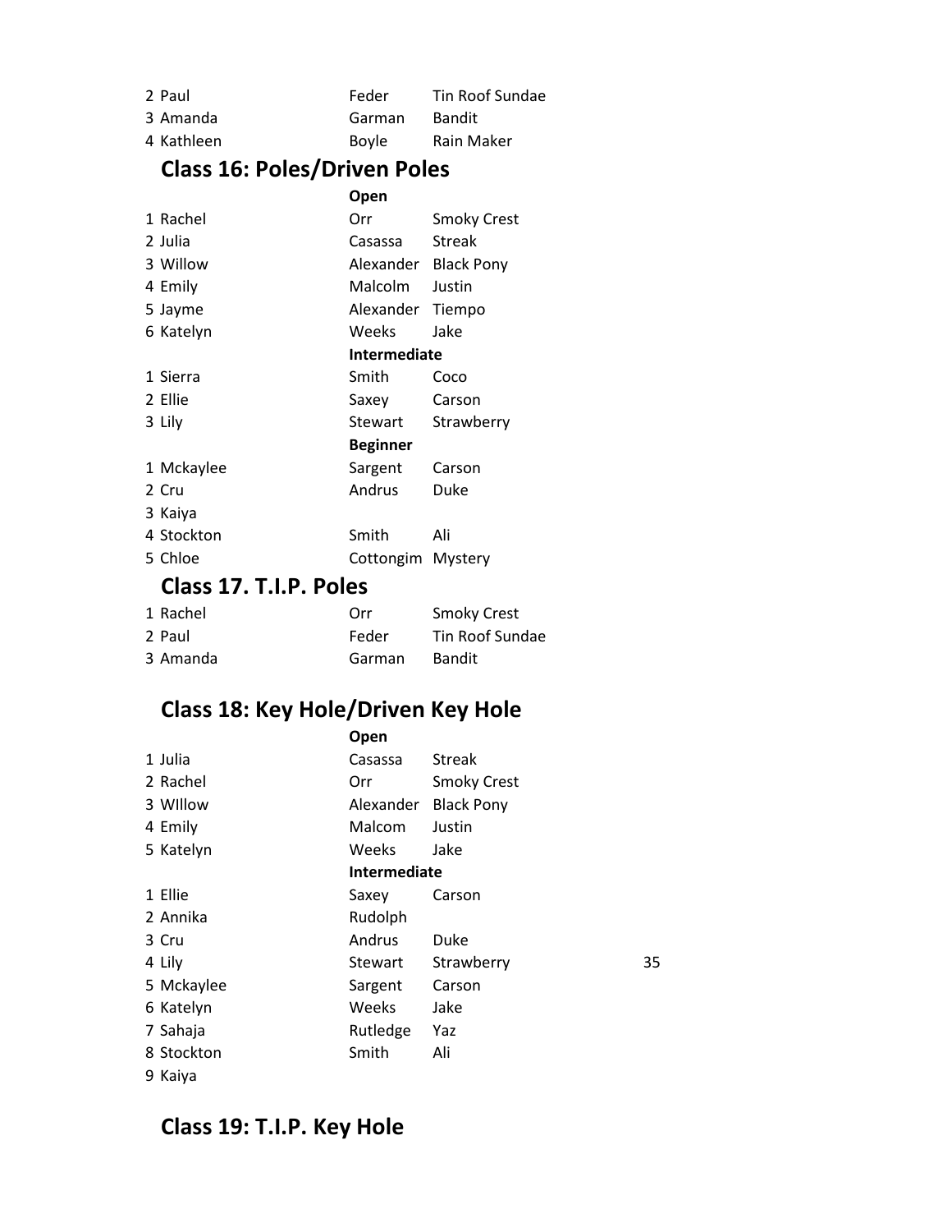| | | | |
|---|---|---|---|
| 2 | Paul | Feder | Tin Roof Sundae |
| 3 | Amanda | Garman | Bandit |
| 4 | Kathleen | Boyle | Rain Maker |

## Class 16: Poles/Driven Poles

| | | | |
|---|---|---|---|
| | | **Open** | |
| 1 | Rachel | Orr | Smoky Crest |
| 2 | Julia | Casassa | Streak |
| 3 | Willow | Alexander | Black Pony |
| 4 | Emily | Malcolm | Justin |
| 5 | Jayme | Alexander | Tiempo |
| 6 | Katelyn | Weeks | Jake |
| | | **Intermediate** | |
| 1 | Sierra | Smith | Coco |
| 2 | Ellie | Saxey | Carson |
| 3 | Lily | Stewart | Strawberry |
| | | **Beginner** | |
| 1 | Mckaylee | Sargent | Carson |
| 2 | Cru | Andrus | Duke |
| 3 | Kaiya | | |
| 4 | Stockton | Smith | Ali |
| 5 | Chloe | Cottongim | Mystery |

## Class 17. T.I.P. Poles

| | | | |
|---|---|---|---|
| 1 | Rachel | Orr | Smoky Crest |
| 2 | Paul | Feder | Tin Roof Sundae |
| 3 | Amanda | Garman | Bandit |

## Class 18: Key Hole/Driven Key Hole

| | | | | |
|---|---|---|---|---|
| | | **Open** | | |
| 1 | Julia | Casassa | Streak | |
| 2 | Rachel | Orr | Smoky Crest | |
| 3 | WIllow | Alexander | Black Pony | |
| 4 | Emily | Malcom | Justin | |
| 5 | Katelyn | Weeks | Jake | |
| | | **Intermediate** | | |
| 1 | Ellie | Saxey | Carson | |
| 2 | Annika | Rudolph | | |
| 3 | Cru | Andrus | Duke | |
| 4 | Lily | Stewart | Strawberry | 35 |
| 5 | Mckaylee | Sargent | Carson | |
| 6 | Katelyn | Weeks | Jake | |
| 7 | Sahaja | Rutledge | Yaz | |
| 8 | Stockton | Smith | Ali | |
| 9 | Kaiya | | | |

## Class 19: T.I.P. Key Hole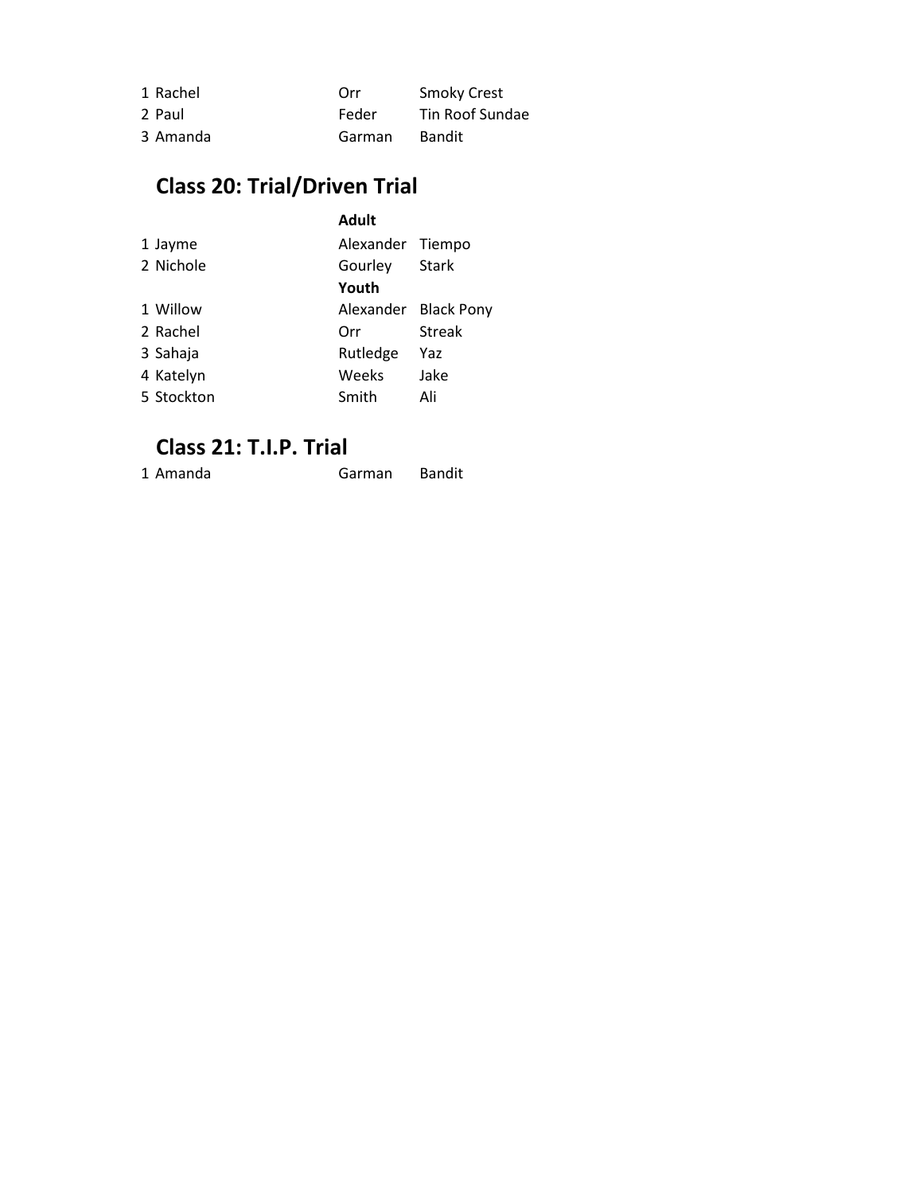| | | | |
|---|---|---|---|
| 1 | Rachel | Orr | Smoky Crest |
| 2 | Paul | Feder | Tin Roof Sundae |
| 3 | Amanda | Garman | Bandit |

## Class 20: Trial/Driven Trial

| | | | |
|---|---|---|---|
| | | **Adult** | |
| 1 | Jayme | Alexander | Tiempo |
| 2 | Nichole | Gourley | Stark |
| | | **Youth** | |
| 1 | Willow | Alexander | Black Pony |
| 2 | Rachel | Orr | Streak |
| 3 | Sahaja | Rutledge | Yaz |
| 4 | Katelyn | Weeks | Jake |
| 5 | Stockton | Smith | Ali |

## Class 21: T.I.P. Trial

| | | | |
|---|---|---|---|
| 1 | Amanda | Garman | Bandit |